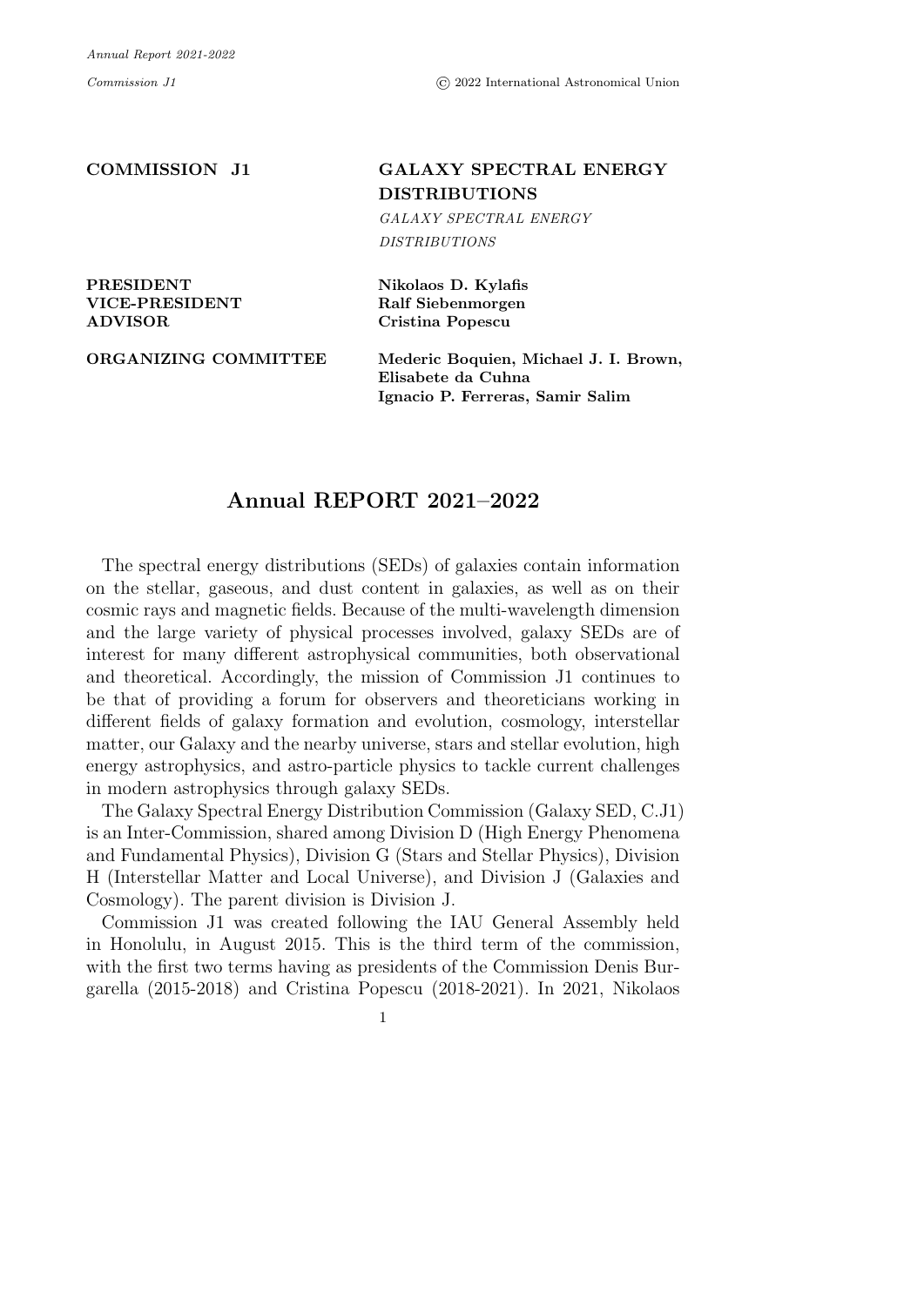**COMMISSION J1**

# GALAXY SPECTRAL ENERGY DISTRIBUTIONS

*GALAXY SPECTRAL ENERGY DISTRIBUTIONS*

**PRESIDENT** — **Nikolaos D. Kylafis**
**VICE-PRESIDENT** — **Ralf Siebenmorgen**
**ADVISOR** — **Cristina Popescu**

**ORGANIZING COMMITTEE** — **Mederic Boquien, Michael J. I. Brown, Elisabete da Cuhna, Ignacio P. Ferreras, Samir Salim**

## Annual REPORT 2021–2022

The spectral energy distributions (SEDs) of galaxies contain information on the stellar, gaseous, and dust content in galaxies, as well as on their cosmic rays and magnetic fields. Because of the multi-wavelength dimension and the large variety of physical processes involved, galaxy SEDs are of interest for many different astrophysical communities, both observational and theoretical. Accordingly, the mission of Commission J1 continues to be that of providing a forum for observers and theoreticians working in different fields of galaxy formation and evolution, cosmology, interstellar matter, our Galaxy and the nearby universe, stars and stellar evolution, high energy astrophysics, and astro-particle physics to tackle current challenges in modern astrophysics through galaxy SEDs.

The Galaxy Spectral Energy Distribution Commission (Galaxy SED, C.J1) is an Inter-Commission, shared among Division D (High Energy Phenomena and Fundamental Physics), Division G (Stars and Stellar Physics), Division H (Interstellar Matter and Local Universe), and Division J (Galaxies and Cosmology). The parent division is Division J.

Commission J1 was created following the IAU General Assembly held in Honolulu, in August 2015. This is the third term of the commission, with the first two terms having as presidents of the Commission Denis Burgarella (2015-2018) and Cristina Popescu (2018-2021). In 2021, Nikolaos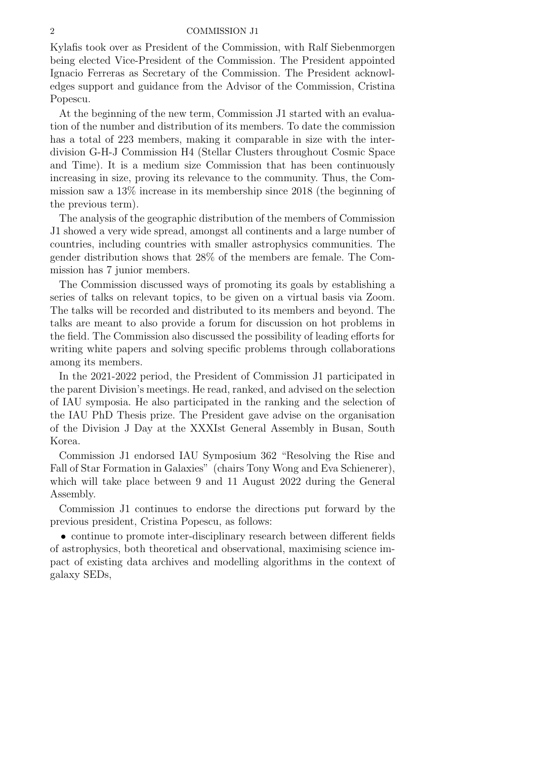Kylafis took over as President of the Commission, with Ralf Siebenmorgen being elected Vice-President of the Commission. The President appointed Ignacio Ferreras as Secretary of the Commission. The President acknowledges support and guidance from the Advisor of the Commission, Cristina Popescu.

At the beginning of the new term, Commission J1 started with an evaluation of the number and distribution of its members. To date the commission has a total of 223 members, making it comparable in size with the inter-division G-H-J Commission H4 (Stellar Clusters throughout Cosmic Space and Time). It is a medium size Commission that has been continuously increasing in size, proving its relevance to the community. Thus, the Commission saw a 13% increase in its membership since 2018 (the beginning of the previous term).

The analysis of the geographic distribution of the members of Commission J1 showed a very wide spread, amongst all continents and a large number of countries, including countries with smaller astrophysics communities. The gender distribution shows that 28% of the members are female. The Commission has 7 junior members.

The Commission discussed ways of promoting its goals by establishing a series of talks on relevant topics, to be given on a virtual basis via Zoom. The talks will be recorded and distributed to its members and beyond. The talks are meant to also provide a forum for discussion on hot problems in the field. The Commission also discussed the possibility of leading efforts for writing white papers and solving specific problems through collaborations among its members.

In the 2021-2022 period, the President of Commission J1 participated in the parent Division's meetings. He read, ranked, and advised on the selection of IAU symposia. He also participated in the ranking and the selection of the IAU PhD Thesis prize. The President gave advise on the organisation of the Division J Day at the XXXIst General Assembly in Busan, South Korea.

Commission J1 endorsed IAU Symposium 362 "Resolving the Rise and Fall of Star Formation in Galaxies" (chairs Tony Wong and Eva Schienerer), which will take place between 9 and 11 August 2022 during the General Assembly.

Commission J1 continues to endorse the directions put forward by the previous president, Cristina Popescu, as follows:

- continue to promote inter-disciplinary research between different fields of astrophysics, both theoretical and observational, maximising science impact of existing data archives and modelling algorithms in the context of galaxy SEDs,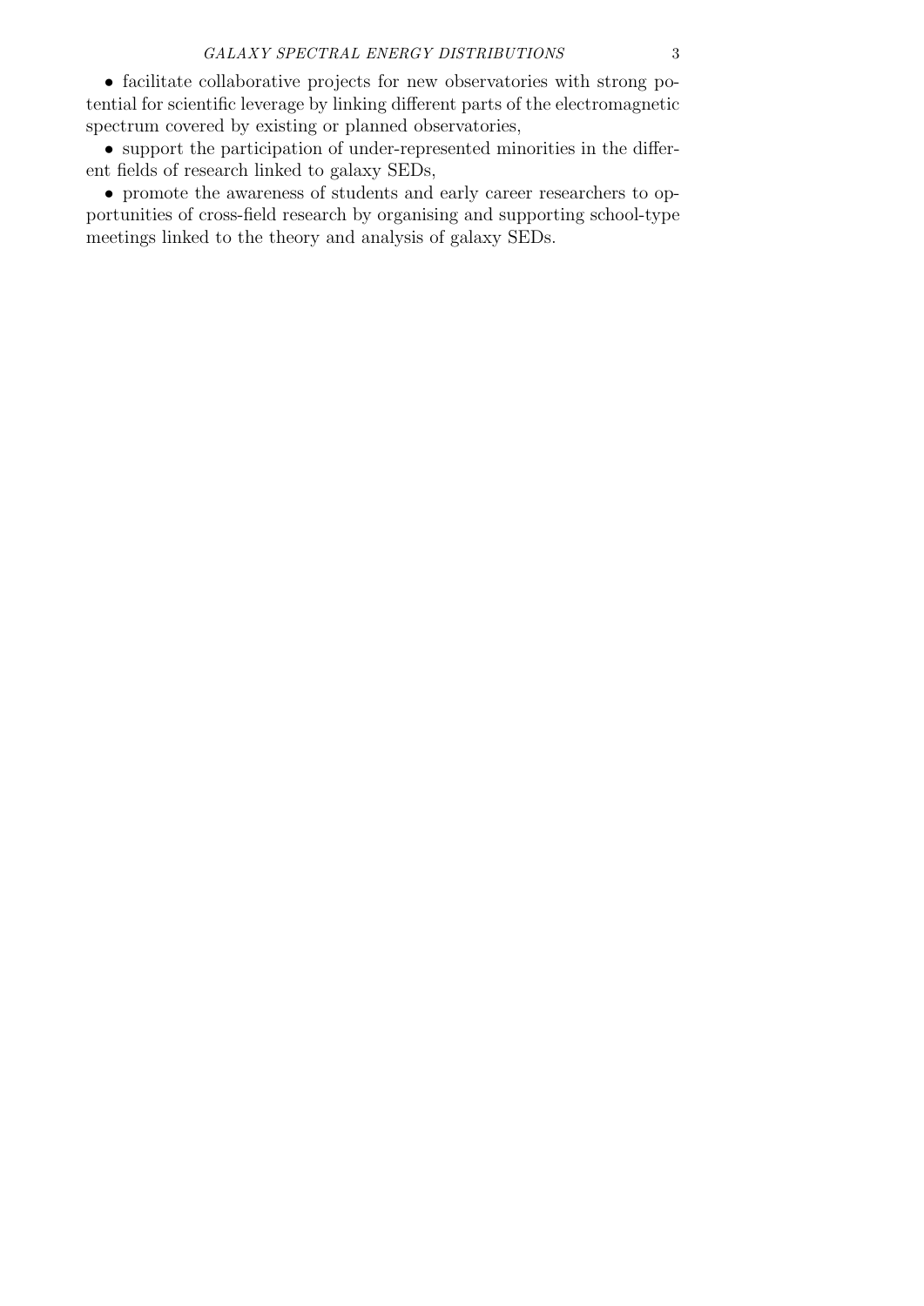- facilitate collaborative projects for new observatories with strong potential for scientific leverage by linking different parts of the electromagnetic spectrum covered by existing or planned observatories,
- support the participation of under-represented minorities in the different fields of research linked to galaxy SEDs,
- promote the awareness of students and early career researchers to opportunities of cross-field research by organising and supporting school-type meetings linked to the theory and analysis of galaxy SEDs.